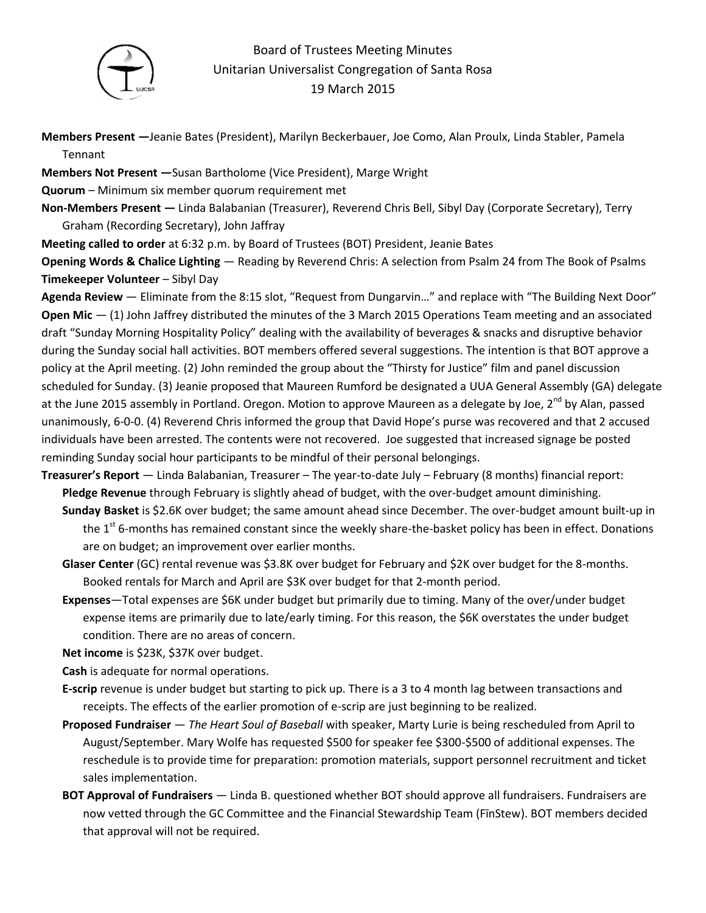# Board of Trustees Meeting Minutes
## Unitarian Universalist Congregation of Santa Rosa
### 19 March 2015

**Members Present —**Jeanie Bates (President), Marilyn Beckerbauer, Joe Como, Alan Proulx, Linda Stabler, Pamela Tennant

**Members Not Present —**Susan Bartholome (Vice President), Marge Wright

**Quorum** – Minimum six member quorum requirement met

**Non-Members Present —** Linda Balabanian (Treasurer), Reverend Chris Bell, Sibyl Day (Corporate Secretary), Terry Graham (Recording Secretary), John Jaffray

**Meeting called to order** at 6:32 p.m. by Board of Trustees (BOT) President, Jeanie Bates

**Opening Words & Chalice Lighting** — Reading by Reverend Chris: A selection from Psalm 24 from The Book of Psalms

**Timekeeper Volunteer** – Sibyl Day

**Agenda Review** — Eliminate from the 8:15 slot, "Request from Dungarvin…" and replace with "The Building Next Door"

**Open Mic** — (1) John Jaffrey distributed the minutes of the 3 March 2015 Operations Team meeting and an associated draft "Sunday Morning Hospitality Policy" dealing with the availability of beverages & snacks and disruptive behavior during the Sunday social hall activities. BOT members offered several suggestions. The intention is that BOT approve a policy at the April meeting. (2) John reminded the group about the "Thirsty for Justice" film and panel discussion scheduled for Sunday. (3) Jeanie proposed that Maureen Rumford be designated a UUA General Assembly (GA) delegate at the June 2015 assembly in Portland. Oregon. Motion to approve Maureen as a delegate by Joe, 2nd by Alan, passed unanimously, 6-0-0. (4) Reverend Chris informed the group that David Hope's purse was recovered and that 2 accused individuals have been arrested. The contents were not recovered. Joe suggested that increased signage be posted reminding Sunday social hour participants to be mindful of their personal belongings.

**Treasurer's Report** — Linda Balabanian, Treasurer – The year-to-date July – February (8 months) financial report:

- **Pledge Revenue** through February is slightly ahead of budget, with the over-budget amount diminishing.
- **Sunday Basket** is $2.6K over budget; the same amount ahead since December. The over-budget amount built-up in the 1st 6-months has remained constant since the weekly share-the-basket policy has been in effect. Donations are on budget; an improvement over earlier months.
- **Glaser Center** (GC) rental revenue was $3.8K over budget for February and $2K over budget for the 8-months. Booked rentals for March and April are $3K over budget for that 2-month period.
- **Expenses**—Total expenses are $6K under budget but primarily due to timing. Many of the over/under budget expense items are primarily due to late/early timing. For this reason, the $6K overstates the under budget condition. There are no areas of concern.
- **Net income** is $23K, $37K over budget.
- **Cash** is adequate for normal operations.
- **E-scrip** revenue is under budget but starting to pick up. There is a 3 to 4 month lag between transactions and receipts. The effects of the earlier promotion of e-scrip are just beginning to be realized.
- **Proposed Fundraiser** — *The Heart Soul of Baseball* with speaker, Marty Lurie is being rescheduled from April to August/September. Mary Wolfe has requested $500 for speaker fee $300-$500 of additional expenses. The reschedule is to provide time for preparation: promotion materials, support personnel recruitment and ticket sales implementation.
- **BOT Approval of Fundraisers** — Linda B. questioned whether BOT should approve all fundraisers. Fundraisers are now vetted through the GC Committee and the Financial Stewardship Team (FīnStew). BOT members decided that approval will not be required.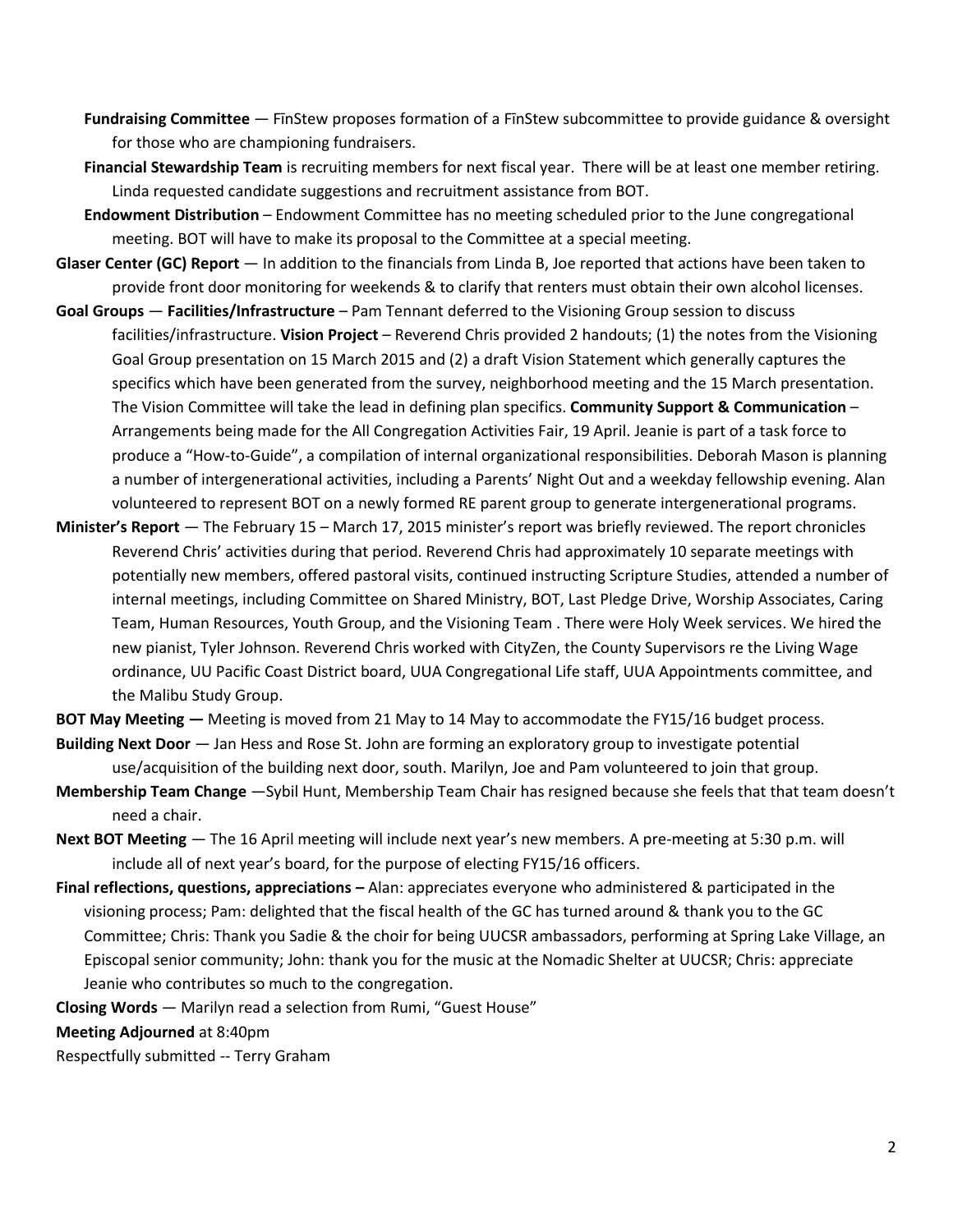**Fundraising Committee** — FīnStew proposes formation of a FīnStew subcommittee to provide guidance & oversight for those who are championing fundraisers.

**Financial Stewardship Team** is recruiting members for next fiscal year. There will be at least one member retiring. Linda requested candidate suggestions and recruitment assistance from BOT.

**Endowment Distribution** – Endowment Committee has no meeting scheduled prior to the June congregational meeting. BOT will have to make its proposal to the Committee at a special meeting.

**Glaser Center (GC) Report** — In addition to the financials from Linda B, Joe reported that actions have been taken to provide front door monitoring for weekends & to clarify that renters must obtain their own alcohol licenses.

**Goal Groups** — **Facilities/Infrastructure** – Pam Tennant deferred to the Visioning Group session to discuss facilities/infrastructure. **Vision Project** – Reverend Chris provided 2 handouts; (1) the notes from the Visioning Goal Group presentation on 15 March 2015 and (2) a draft Vision Statement which generally captures the specifics which have been generated from the survey, neighborhood meeting and the 15 March presentation. The Vision Committee will take the lead in defining plan specifics. **Community Support & Communication** – Arrangements being made for the All Congregation Activities Fair, 19 April. Jeanie is part of a task force to produce a "How-to-Guide", a compilation of internal organizational responsibilities. Deborah Mason is planning a number of intergenerational activities, including a Parents' Night Out and a weekday fellowship evening. Alan volunteered to represent BOT on a newly formed RE parent group to generate intergenerational programs.

**Minister's Report** — The February 15 – March 17, 2015 minister's report was briefly reviewed. The report chronicles Reverend Chris' activities during that period. Reverend Chris had approximately 10 separate meetings with potentially new members, offered pastoral visits, continued instructing Scripture Studies, attended a number of internal meetings, including Committee on Shared Ministry, BOT, Last Pledge Drive, Worship Associates, Caring Team, Human Resources, Youth Group, and the Visioning Team . There were Holy Week services. We hired the new pianist, Tyler Johnson. Reverend Chris worked with CityZen, the County Supervisors re the Living Wage ordinance, UU Pacific Coast District board, UUA Congregational Life staff, UUA Appointments committee, and the Malibu Study Group.

**BOT May Meeting —** Meeting is moved from 21 May to 14 May to accommodate the FY15/16 budget process.

**Building Next Door** — Jan Hess and Rose St. John are forming an exploratory group to investigate potential use/acquisition of the building next door, south. Marilyn, Joe and Pam volunteered to join that group.

**Membership Team Change** —Sybil Hunt, Membership Team Chair has resigned because she feels that that team doesn't need a chair.

**Next BOT Meeting** — The 16 April meeting will include next year's new members. A pre-meeting at 5:30 p.m. will include all of next year's board, for the purpose of electing FY15/16 officers.

**Final reflections, questions, appreciations –** Alan: appreciates everyone who administered & participated in the visioning process; Pam: delighted that the fiscal health of the GC has turned around & thank you to the GC Committee; Chris: Thank you Sadie & the choir for being UUCSR ambassadors, performing at Spring Lake Village, an Episcopal senior community; John: thank you for the music at the Nomadic Shelter at UUCSR; Chris: appreciate Jeanie who contributes so much to the congregation.

**Closing Words** — Marilyn read a selection from Rumi, "Guest House"

**Meeting Adjourned** at 8:40pm

Respectfully submitted -- Terry Graham